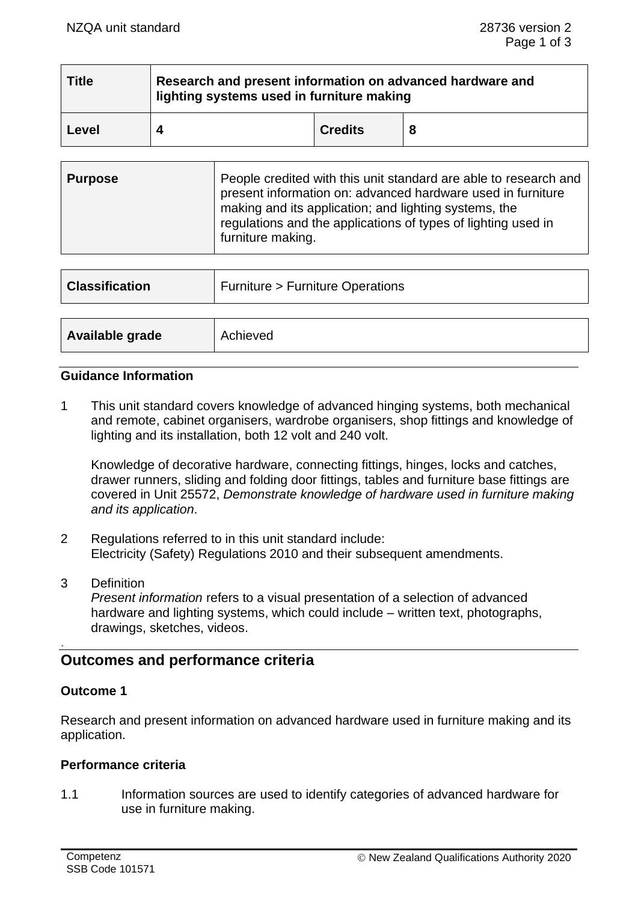| Title | Research and present information on advanced hardware and lighting systems used in furniture making | | |
|---|---|---|---|
| Level | 4 | Credits | 8 |

| Purpose | People credited with this unit standard are able to research and present information on: advanced hardware used in furniture making and its application; and lighting systems, the regulations and the applications of types of lighting used in furniture making. |
|---|---|

| Classification | Furniture > Furniture Operations |
|---|---|

| Available grade | Achieved |
|---|---|

## Guidance Information

1 This unit standard covers knowledge of advanced hinging systems, both mechanical and remote, cabinet organisers, wardrobe organisers, shop fittings and knowledge of lighting and its installation, both 12 volt and 240 volt.

   Knowledge of decorative hardware, connecting fittings, hinges, locks and catches, drawer runners, sliding and folding door fittings, tables and furniture base fittings are covered in Unit 25572, *Demonstrate knowledge of hardware used in furniture making and its application*.

2 Regulations referred to in this unit standard include:
   Electricity (Safety) Regulations 2010 and their subsequent amendments.

3 Definition
   *Present information* refers to a visual presentation of a selection of advanced hardware and lighting systems, which could include – written text, photographs, drawings, sketches, videos.

## Outcomes and performance criteria

### Outcome 1

Research and present information on advanced hardware used in furniture making and its application.

### Performance criteria

1.1 Information sources are used to identify categories of advanced hardware for use in furniture making.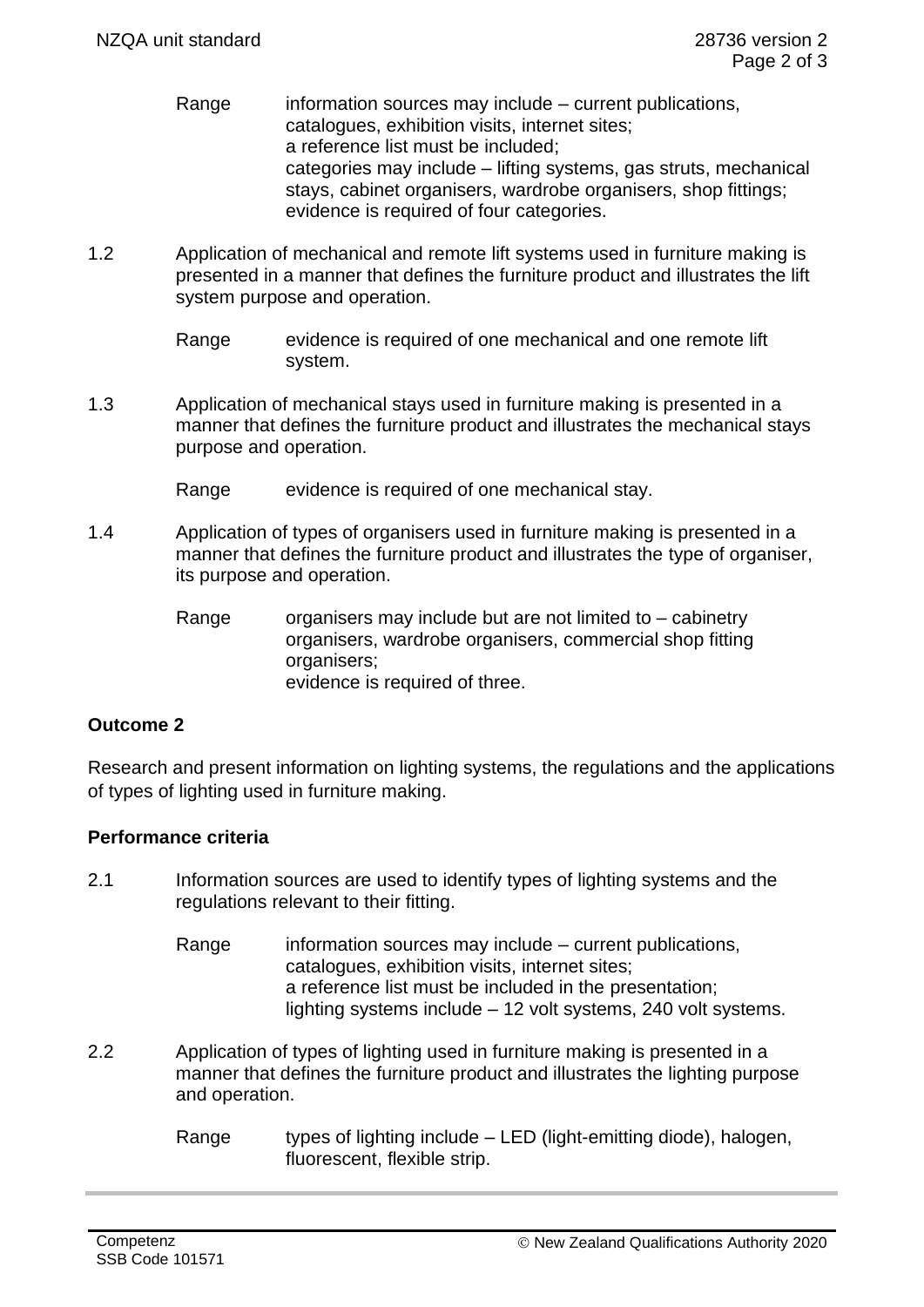Range information sources may include – current publications, catalogues, exhibition visits, internet sites;
a reference list must be included;
categories may include – lifting systems, gas struts, mechanical stays, cabinet organisers, wardrobe organisers, shop fittings;
evidence is required of four categories.

1.2 Application of mechanical and remote lift systems used in furniture making is presented in a manner that defines the furniture product and illustrates the lift system purpose and operation.

Range evidence is required of one mechanical and one remote lift system.

1.3 Application of mechanical stays used in furniture making is presented in a manner that defines the furniture product and illustrates the mechanical stays purpose and operation.

Range evidence is required of one mechanical stay.

1.4 Application of types of organisers used in furniture making is presented in a manner that defines the furniture product and illustrates the type of organiser, its purpose and operation.

Range organisers may include but are not limited to – cabinetry organisers, wardrobe organisers, commercial shop fitting organisers;
evidence is required of three.

**Outcome 2**

Research and present information on lighting systems, the regulations and the applications of types of lighting used in furniture making.

**Performance criteria**

2.1 Information sources are used to identify types of lighting systems and the regulations relevant to their fitting.

Range information sources may include – current publications, catalogues, exhibition visits, internet sites;
a reference list must be included in the presentation;
lighting systems include – 12 volt systems, 240 volt systems.

2.2 Application of types of lighting used in furniture making is presented in a manner that defines the furniture product and illustrates the lighting purpose and operation.

Range types of lighting include – LED (light-emitting diode), halogen, fluorescent, flexible strip.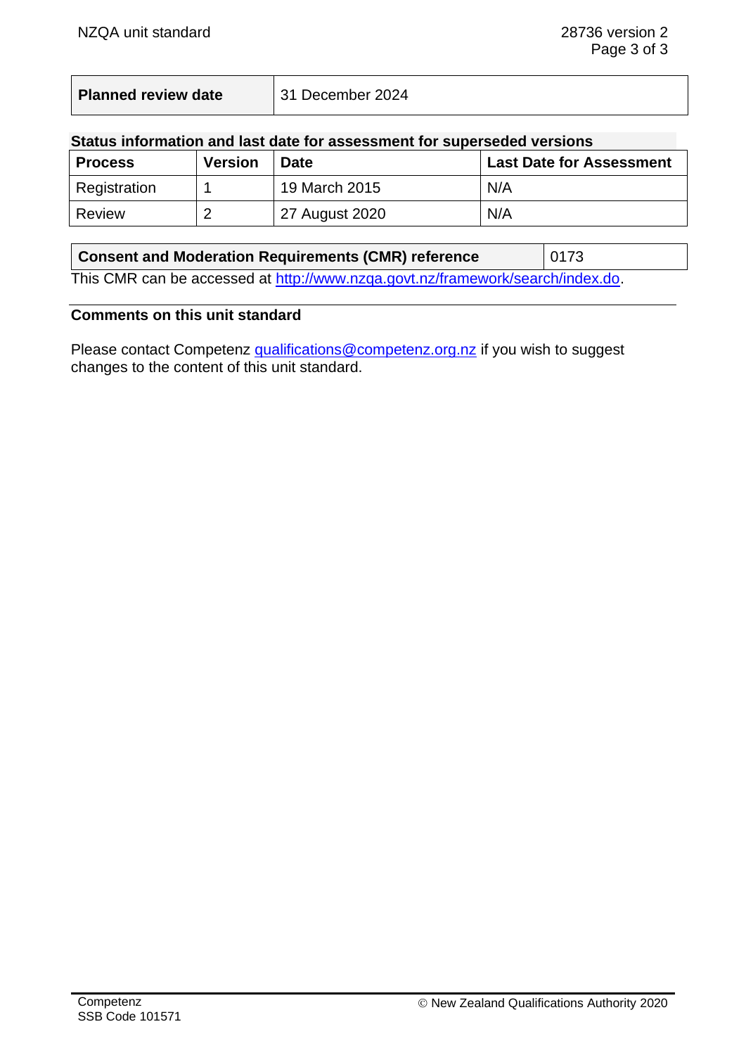| | |
|---|---|
| **Planned review date** | 31 December 2024 |

**Status information and last date for assessment for superseded versions**

| Process | Version | Date | Last Date for Assessment |
|---|---|---|---|
| Registration | 1 | 19 March 2015 | N/A |
| Review | 2 | 27 August 2020 | N/A |

| | |
|---|---|
| **Consent and Moderation Requirements (CMR) reference** | 0173 |

This CMR can be accessed at http://www.nzqa.govt.nz/framework/search/index.do.

**Comments on this unit standard**

Please contact Competenz qualifications@competenz.org.nz if you wish to suggest changes to the content of this unit standard.